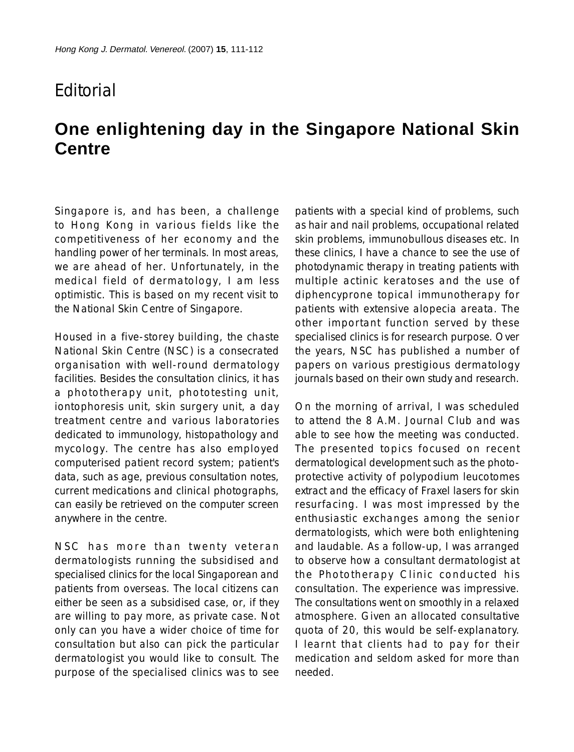Editorial

# One enlightening day in the Singapore National Skin Centre

Singapore is, and has been, a challenge to Hong Kong in various fields like the competitiveness of her economy and the handling power of her terminals. In most areas, we are ahead of her. Unfortunately, in the medical field of dermatology, I am less optimistic. This is based on my recent visit to the National Skin Centre of Singapore.

Housed in a five-storey building, the chaste National Skin Centre (NSC) is a consecrated organisation with well-round dermatology facilities. Besides the consultation clinics, it has a phototherapy unit, phototesting unit, iontophoresis unit, skin surgery unit, a day treatment centre and various laboratories dedicated to immunology, histopathology and mycology. The centre has also employed computerised patient record system; patient's data, such as age, previous consultation notes, current medications and clinical photographs, can easily be retrieved on the computer screen anywhere in the centre.

NSC has more than twenty veteran dermatologists running the subsidised and specialised clinics for the local Singaporean and patients from overseas. The local citizens can either be seen as a subsidised case, or, if they are willing to pay more, as private case. Not only can you have a wider choice of time for consultation but also can pick the particular dermatologist you would like to consult. The purpose of the specialised clinics was to see patients with a special kind of problems, such as hair and nail problems, occupational related skin problems, immunobullous diseases etc. In these clinics, I have a chance to see the use of photodynamic therapy in treating patients with multiple actinic keratoses and the use of diphencyprone topical immunotherapy for patients with extensive alopecia areata. The other important function served by these specialised clinics is for research purpose. Over the years, NSC has published a number of papers on various prestigious dermatology journals based on their own study and research.

On the morning of arrival, I was scheduled to attend the 8 A.M. Journal Club and was able to see how the meeting was conducted. The presented topics focused on recent dermatological development such as the photo-protective activity of polypodium leucotomes extract and the efficacy of Fraxel lasers for skin resurfacing. I was most impressed by the enthusiastic exchanges among the senior dermatologists, which were both enlightening and laudable. As a follow-up, I was arranged to observe how a consultant dermatologist at the Phototherapy Clinic conducted his consultation. The experience was impressive. The consultations went on smoothly in a relaxed atmosphere. Given an allocated consultative quota of 20, this would be self-explanatory. I learnt that clients had to pay for their medication and seldom asked for more than needed.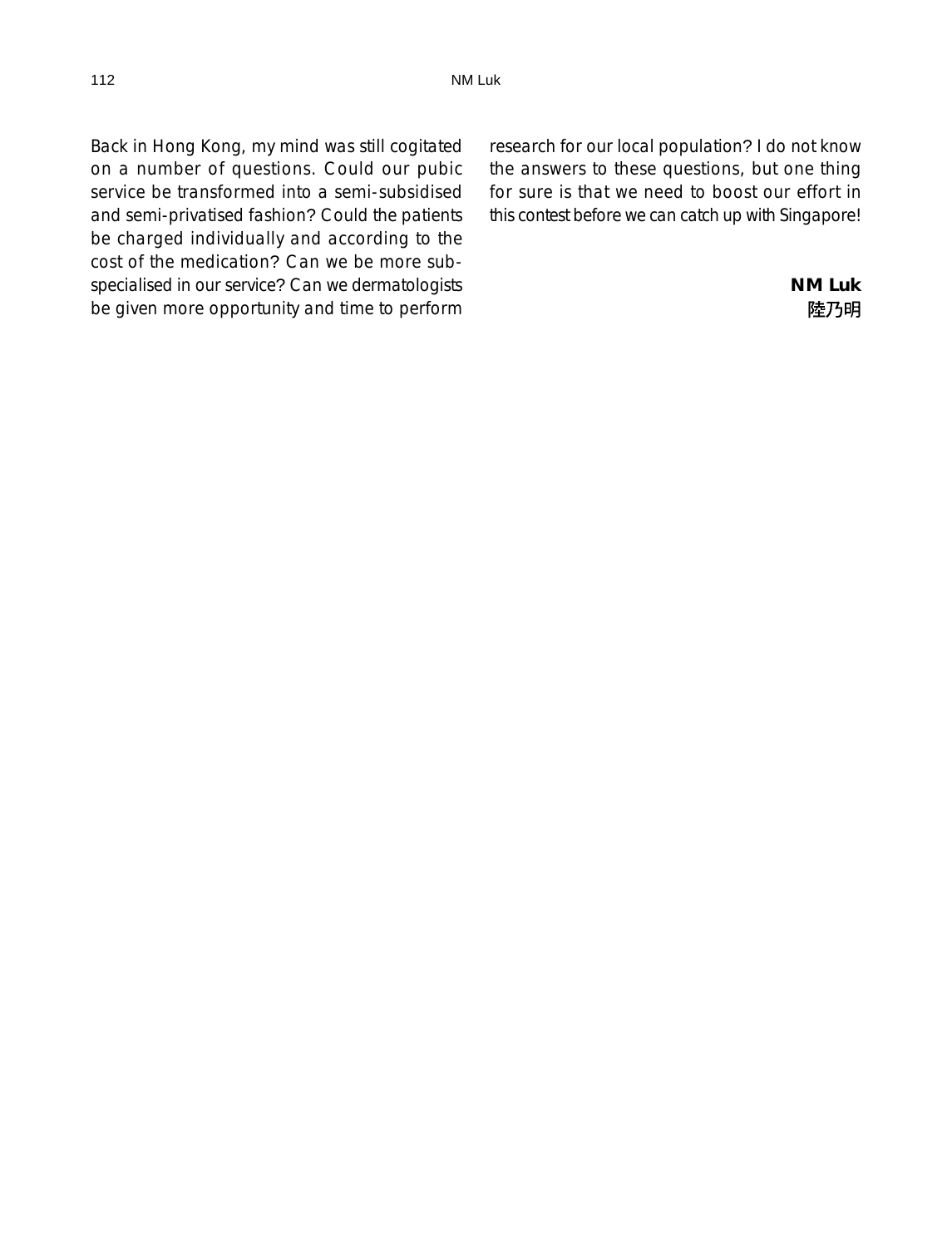Back in Hong Kong, my mind was still cogitated on a number of questions. Could our pubic service be transformed into a semi-subsidised and semi-privatised fashion? Could the patients be charged individually and according to the cost of the medication? Can we be more sub-specialised in our service? Can we dermatologists be given more opportunity and time to perform research for our local population? I do not know the answers to these questions, but one thing for sure is that we need to boost our effort in this contest before we can catch up with Singapore!

**NM Luk**
陸乃明